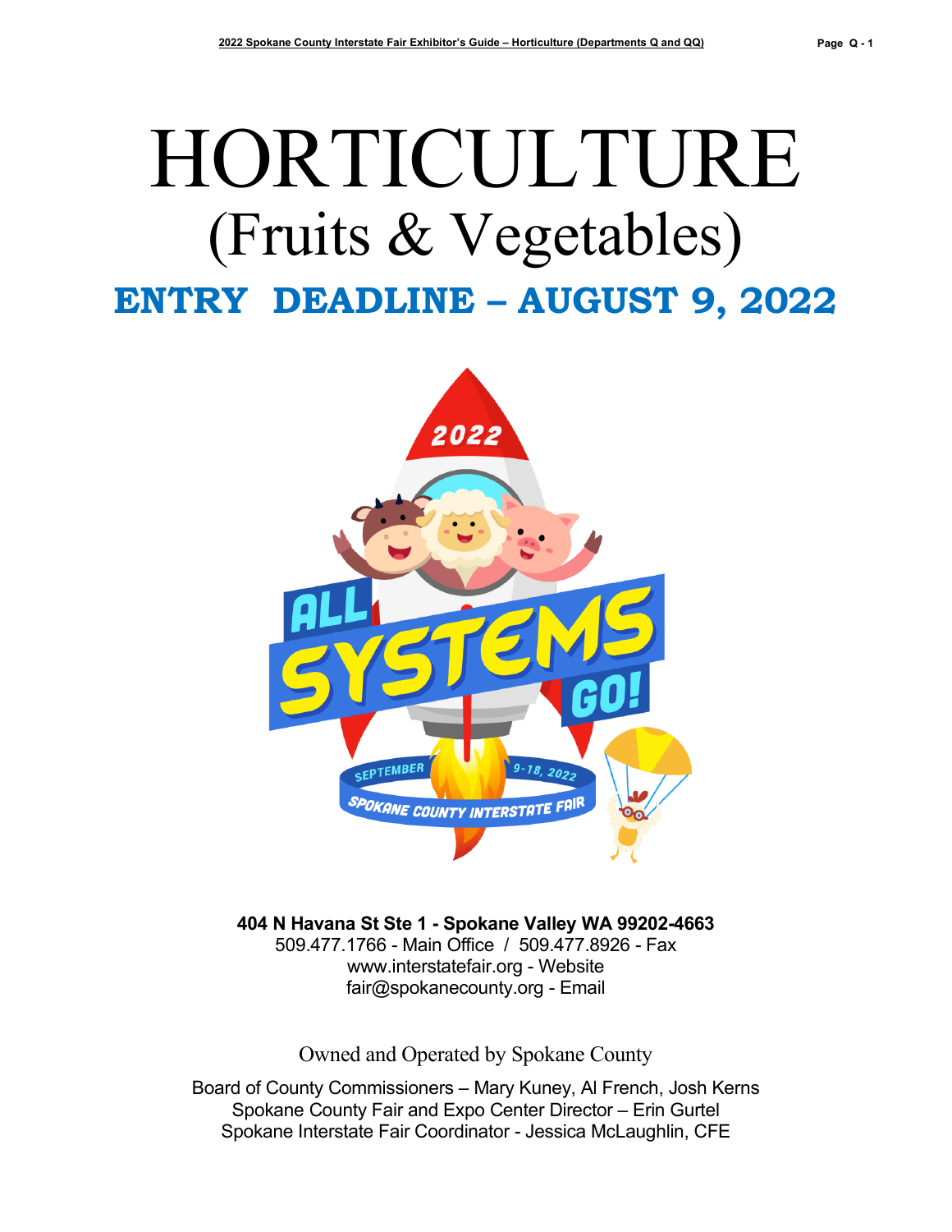# HORTICULTURE

## (Fruits & Vegetables)

## ENTRY DEADLINE – AUGUST 9, 2022

**404 N Havana St Ste 1 - Spokane Valley WA 99202-4663**
509.477.1766 - Main Office / 509.477.8926 - Fax
www.interstatefair.org - Website
fair@spokanecounty.org - Email

Owned and Operated by Spokane County

Board of County Commissioners – Mary Kuney, Al French, Josh Kerns
Spokane County Fair and Expo Center Director – Erin Gurtel
Spokane Interstate Fair Coordinator - Jessica McLaughlin, CFE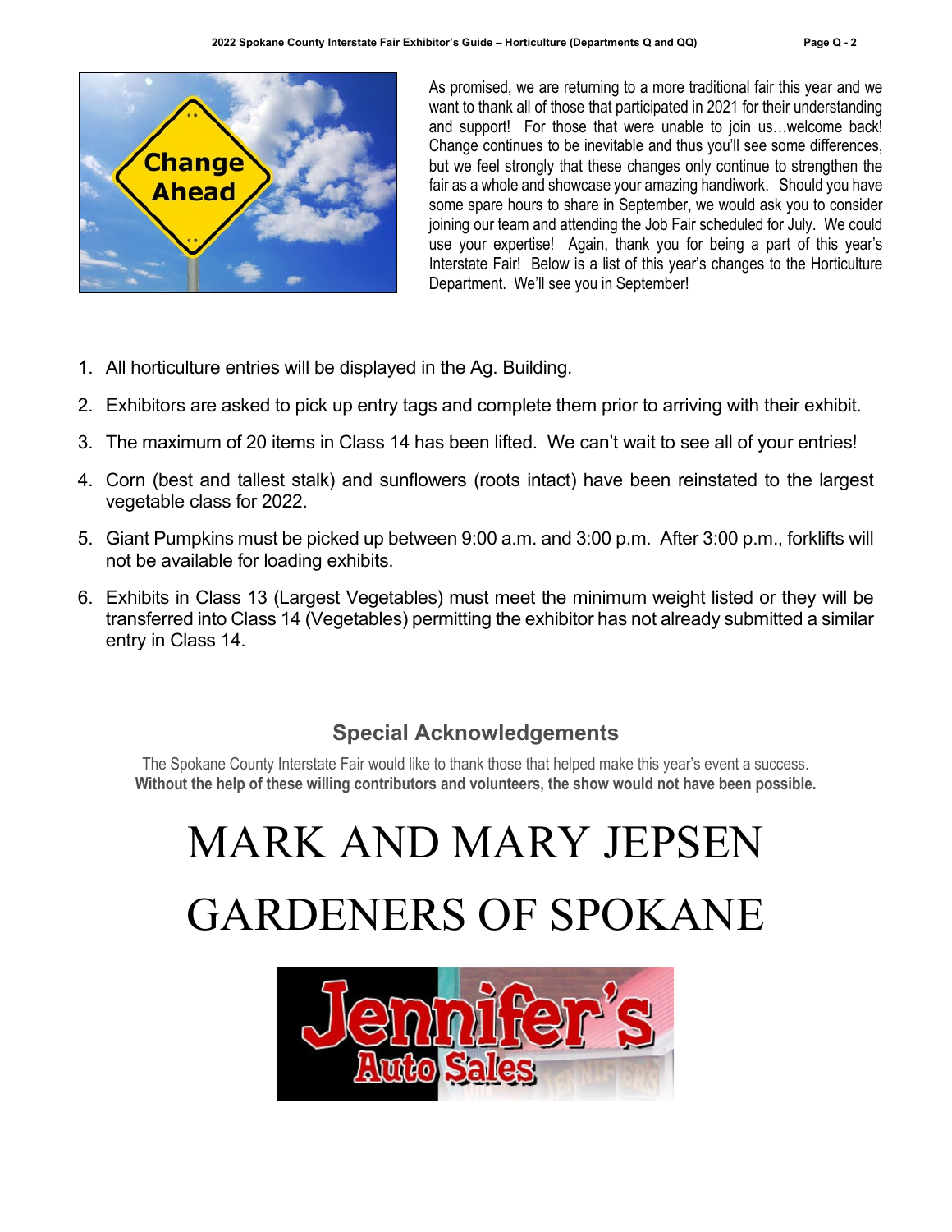As promised, we are returning to a more traditional fair this year and we want to thank all of those that participated in 2021 for their understanding and support! For those that were unable to join us…welcome back! Change continues to be inevitable and thus you'll see some differences, but we feel strongly that these changes only continue to strengthen the fair as a whole and showcase your amazing handiwork. Should you have some spare hours to share in September, we would ask you to consider joining our team and attending the Job Fair scheduled for July. We could use your expertise! Again, thank you for being a part of this year's Interstate Fair! Below is a list of this year's changes to the Horticulture Department. We'll see you in September!

1. All horticulture entries will be displayed in the Ag. Building.
2. Exhibitors are asked to pick up entry tags and complete them prior to arriving with their exhibit.
3. The maximum of 20 items in Class 14 has been lifted. We can't wait to see all of your entries!
4. Corn (best and tallest stalk) and sunflowers (roots intact) have been reinstated to the largest vegetable class for 2022.
5. Giant Pumpkins must be picked up between 9:00 a.m. and 3:00 p.m. After 3:00 p.m., forklifts will not be available for loading exhibits.
6. Exhibits in Class 13 (Largest Vegetables) must meet the minimum weight listed or they will be transferred into Class 14 (Vegetables) permitting the exhibitor has not already submitted a similar entry in Class 14.

## Special Acknowledgements

The Spokane County Interstate Fair would like to thank those that helped make this year's event a success.
**Without the help of these willing contributors and volunteers, the show would not have been possible.**

# MARK AND MARY JEPSEN

# GARDENERS OF SPOKANE

Jennifer's Auto Sales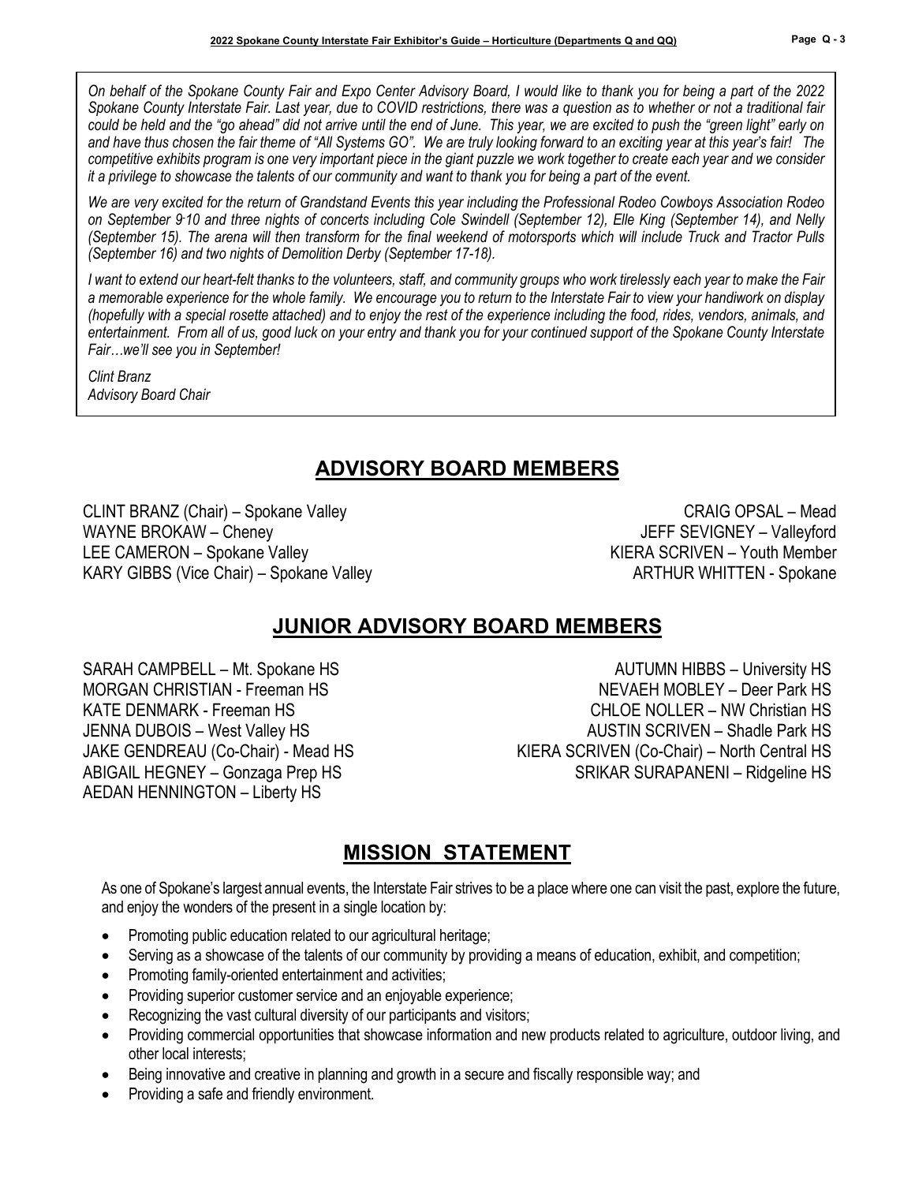*On behalf of the Spokane County Fair and Expo Center Advisory Board, I would like to thank you for being a part of the 2022 Spokane County Interstate Fair. Last year, due to COVID restrictions, there was a question as to whether or not a traditional fair could be held and the "go ahead" did not arrive until the end of June. This year, we are excited to push the "green light" early on and have thus chosen the fair theme of "All Systems GO". We are truly looking forward to an exciting year at this year's fair! The competitive exhibits program is one very important piece in the giant puzzle we work together to create each year and we consider it a privilege to showcase the talents of our community and want to thank you for being a part of the event.*

*We are very excited for the return of Grandstand Events this year including the Professional Rodeo Cowboys Association Rodeo on September 9-10 and three nights of concerts including Cole Swindell (September 12), Elle King (September 14), and Nelly (September 15). The arena will then transform for the final weekend of motorsports which will include Truck and Tractor Pulls (September 16) and two nights of Demolition Derby (September 17-18).*

*I want to extend our heart-felt thanks to the volunteers, staff, and community groups who work tirelessly each year to make the Fair a memorable experience for the whole family. We encourage you to return to the Interstate Fair to view your handiwork on display (hopefully with a special rosette attached) and to enjoy the rest of the experience including the food, rides, vendors, animals, and entertainment. From all of us, good luck on your entry and thank you for your continued support of the Spokane County Interstate Fair…we'll see you in September!*

*Clint Branz*
*Advisory Board Chair*

## ADVISORY BOARD MEMBERS

CLINT BRANZ (Chair) – Spokane Valley
WAYNE BROKAW – Cheney
LEE CAMERON – Spokane Valley
KARY GIBBS (Vice Chair) – Spokane Valley
CRAIG OPSAL – Mead
JEFF SEVIGNEY – Valleyford
KIERA SCRIVEN – Youth Member
ARTHUR WHITTEN - Spokane

## JUNIOR ADVISORY BOARD MEMBERS

SARAH CAMPBELL – Mt. Spokane HS
MORGAN CHRISTIAN - Freeman HS
KATE DENMARK - Freeman HS
JENNA DUBOIS – West Valley HS
JAKE GENDREAU (Co-Chair) - Mead HS
ABIGAIL HEGNEY – Gonzaga Prep HS
AEDAN HENNINGTON – Liberty HS
AUTUMN HIBBS – University HS
NEVAEH MOBLEY – Deer Park HS
CHLOE NOLLER – NW Christian HS
AUSTIN SCRIVEN – Shadle Park HS
KIERA SCRIVEN (Co-Chair) – North Central HS
SRIKAR SURAPANENI – Ridgeline HS

## MISSION STATEMENT

As one of Spokane's largest annual events, the Interstate Fair strives to be a place where one can visit the past, explore the future, and enjoy the wonders of the present in a single location by:

- Promoting public education related to our agricultural heritage;
- Serving as a showcase of the talents of our community by providing a means of education, exhibit, and competition;
- Promoting family-oriented entertainment and activities;
- Providing superior customer service and an enjoyable experience;
- Recognizing the vast cultural diversity of our participants and visitors;
- Providing commercial opportunities that showcase information and new products related to agriculture, outdoor living, and other local interests;
- Being innovative and creative in planning and growth in a secure and fiscally responsible way; and
- Providing a safe and friendly environment.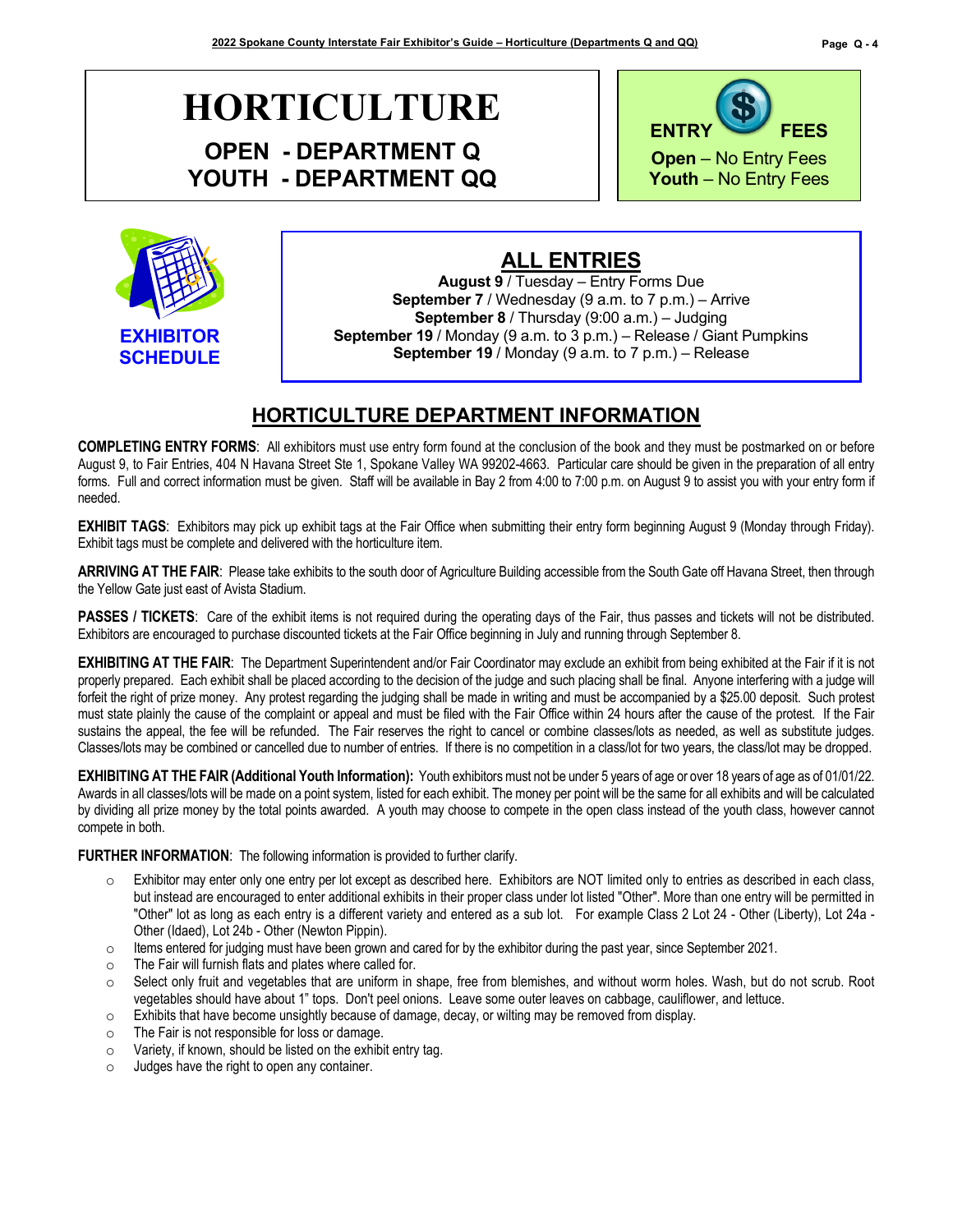# HORTICULTURE

## OPEN - DEPARTMENT Q
## YOUTH - DEPARTMENT QQ

**ENTRY FEES**

**Open** – No Entry Fees
**Youth** – No Entry Fees

**EXHIBITOR SCHEDULE**

## ALL ENTRIES

**August 9** / Tuesday – Entry Forms Due
**September 7** / Wednesday (9 a.m. to 7 p.m.) – Arrive
**September 8** / Thursday (9:00 a.m.) – Judging
**September 19** / Monday (9 a.m. to 3 p.m.) – Release / Giant Pumpkins
**September 19** / Monday (9 a.m. to 7 p.m.) – Release

## HORTICULTURE DEPARTMENT INFORMATION

**COMPLETING ENTRY FORMS**: All exhibitors must use entry form found at the conclusion of the book and they must be postmarked on or before August 9, to Fair Entries, 404 N Havana Street Ste 1, Spokane Valley WA 99202-4663. Particular care should be given in the preparation of all entry forms. Full and correct information must be given. Staff will be available in Bay 2 from 4:00 to 7:00 p.m. on August 9 to assist you with your entry form if needed.

**EXHIBIT TAGS**: Exhibitors may pick up exhibit tags at the Fair Office when submitting their entry form beginning August 9 (Monday through Friday). Exhibit tags must be complete and delivered with the horticulture item.

**ARRIVING AT THE FAIR**: Please take exhibits to the south door of Agriculture Building accessible from the South Gate off Havana Street, then through the Yellow Gate just east of Avista Stadium.

**PASSES / TICKETS**: Care of the exhibit items is not required during the operating days of the Fair, thus passes and tickets will not be distributed. Exhibitors are encouraged to purchase discounted tickets at the Fair Office beginning in July and running through September 8.

**EXHIBITING AT THE FAIR**: The Department Superintendent and/or Fair Coordinator may exclude an exhibit from being exhibited at the Fair if it is not properly prepared. Each exhibit shall be placed according to the decision of the judge and such placing shall be final. Anyone interfering with a judge will forfeit the right of prize money. Any protest regarding the judging shall be made in writing and must be accompanied by a $25.00 deposit. Such protest must state plainly the cause of the complaint or appeal and must be filed with the Fair Office within 24 hours after the cause of the protest. If the Fair sustains the appeal, the fee will be refunded. The Fair reserves the right to cancel or combine classes/lots as needed, as well as substitute judges. Classes/lots may be combined or cancelled due to number of entries. If there is no competition in a class/lot for two years, the class/lot may be dropped.

**EXHIBITING AT THE FAIR (Additional Youth Information):** Youth exhibitors must not be under 5 years of age or over 18 years of age as of 01/01/22. Awards in all classes/lots will be made on a point system, listed for each exhibit. The money per point will be the same for all exhibits and will be calculated by dividing all prize money by the total points awarded. A youth may choose to compete in the open class instead of the youth class, however cannot compete in both.

**FURTHER INFORMATION**: The following information is provided to further clarify.

- Exhibitor may enter only one entry per lot except as described here. Exhibitors are NOT limited only to entries as described in each class, but instead are encouraged to enter additional exhibits in their proper class under lot listed "Other". More than one entry will be permitted in "Other" lot as long as each entry is a different variety and entered as a sub lot. For example Class 2 Lot 24 - Other (Liberty), Lot 24a - Other (Idaed), Lot 24b - Other (Newton Pippin).
- Items entered for judging must have been grown and cared for by the exhibitor during the past year, since September 2021.
- The Fair will furnish flats and plates where called for.
- Select only fruit and vegetables that are uniform in shape, free from blemishes, and without worm holes. Wash, but do not scrub. Root vegetables should have about 1" tops. Don't peel onions. Leave some outer leaves on cabbage, cauliflower, and lettuce.
- Exhibits that have become unsightly because of damage, decay, or wilting may be removed from display.
- The Fair is not responsible for loss or damage.
- Variety, if known, should be listed on the exhibit entry tag.
- Judges have the right to open any container.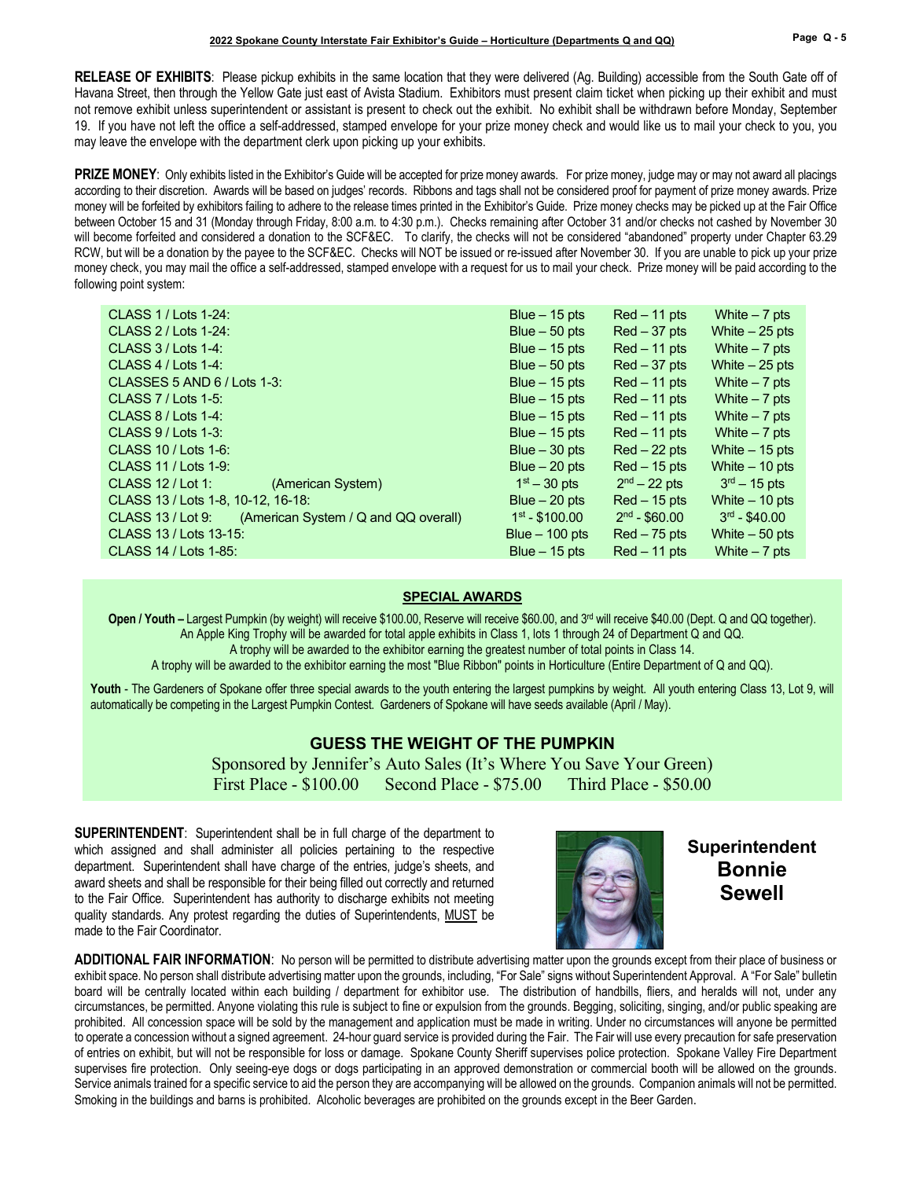**RELEASE OF EXHIBITS**: Please pickup exhibits in the same location that they were delivered (Ag. Building) accessible from the South Gate off of Havana Street, then through the Yellow Gate just east of Avista Stadium. Exhibitors must present claim ticket when picking up their exhibit and must not remove exhibit unless superintendent or assistant is present to check out the exhibit. No exhibit shall be withdrawn before Monday, September 19. If you have not left the office a self-addressed, stamped envelope for your prize money check and would like us to mail your check to you, you may leave the envelope with the department clerk upon picking up your exhibits.

**PRIZE MONEY**: Only exhibits listed in the Exhibitor's Guide will be accepted for prize money awards. For prize money, judge may or may not award all placings according to their discretion. Awards will be based on judges' records. Ribbons and tags shall not be considered proof for payment of prize money awards. Prize money will be forfeited by exhibitors failing to adhere to the release times printed in the Exhibitor's Guide. Prize money checks may be picked up at the Fair Office between October 15 and 31 (Monday through Friday, 8:00 a.m. to 4:30 p.m.). Checks remaining after October 31 and/or checks not cashed by November 30 will become forfeited and considered a donation to the SCF&EC. To clarify, the checks will not be considered "abandoned" property under Chapter 63.29 RCW, but will be a donation by the payee to the SCF&EC. Checks will NOT be issued or re-issued after November 30. If you are unable to pick up your prize money check, you may mail the office a self-addressed, stamped envelope with a request for us to mail your check. Prize money will be paid according to the following point system:

| Class / Lots | | | | |
|---|---|---|---|---|
| CLASS 1 / Lots 1-24: | | Blue – 15 pts | Red – 11 pts | White – 7 pts |
| CLASS 2 / Lots 1-24: | | Blue – 50 pts | Red – 37 pts | White – 25 pts |
| CLASS 3 / Lots 1-4: | | Blue – 15 pts | Red – 11 pts | White – 7 pts |
| CLASS 4 / Lots 1-4: | | Blue – 50 pts | Red – 37 pts | White – 25 pts |
| CLASSES 5 AND 6 / Lots 1-3: | | Blue – 15 pts | Red – 11 pts | White – 7 pts |
| CLASS 7 / Lots 1-5: | | Blue – 15 pts | Red – 11 pts | White – 7 pts |
| CLASS 8 / Lots 1-4: | | Blue – 15 pts | Red – 11 pts | White – 7 pts |
| CLASS 9 / Lots 1-3: | | Blue – 15 pts | Red – 11 pts | White – 7 pts |
| CLASS 10 / Lots 1-6: | | Blue – 30 pts | Red – 22 pts | White – 15 pts |
| CLASS 11 / Lots 1-9: | | Blue – 20 pts | Red – 15 pts | White – 10 pts |
| CLASS 12 / Lot 1: | (American System) | 1st – 30 pts | 2nd – 22 pts | 3rd – 15 pts |
| CLASS 13 / Lots 1-8, 10-12, 16-18: | | Blue – 20 pts | Red – 15 pts | White – 10 pts |
| CLASS 13 / Lot 9: | (American System / Q and QQ overall) | 1st - $100.00 | 2nd - $60.00 | 3rd - $40.00 |
| CLASS 13 / Lots 13-15: | | Blue – 100 pts | Red – 75 pts | White – 50 pts |
| CLASS 14 / Lots 1-85: | | Blue – 15 pts | Red – 11 pts | White – 7 pts |

## SPECIAL AWARDS

**Open / Youth –** Largest Pumpkin (by weight) will receive $100.00, Reserve will receive $60.00, and 3rd will receive $40.00 (Dept. Q and QQ together).
An Apple King Trophy will be awarded for total apple exhibits in Class 1, lots 1 through 24 of Department Q and QQ.
A trophy will be awarded to the exhibitor earning the greatest number of total points in Class 14.
A trophy will be awarded to the exhibitor earning the most "Blue Ribbon" points in Horticulture (Entire Department of Q and QQ).

**Youth** - The Gardeners of Spokane offer three special awards to the youth entering the largest pumpkins by weight. All youth entering Class 13, Lot 9, will automatically be competing in the Largest Pumpkin Contest. Gardeners of Spokane will have seeds available (April / May).

## GUESS THE WEIGHT OF THE PUMPKIN

Sponsored by Jennifer's Auto Sales (It's Where You Save Your Green)
First Place - $100.00 Second Place - $75.00 Third Place - $50.00

**SUPERINTENDENT**: Superintendent shall be in full charge of the department to which assigned and shall administer all policies pertaining to the respective department. Superintendent shall have charge of the entries, judge's sheets, and award sheets and shall be responsible for their being filled out correctly and returned to the Fair Office. Superintendent has authority to discharge exhibits not meeting quality standards. Any protest regarding the duties of Superintendents, MUST be made to the Fair Coordinator.

**Superintendent Bonnie Sewell**

**ADDITIONAL FAIR INFORMATION**: No person will be permitted to distribute advertising matter upon the grounds except from their place of business or exhibit space. No person shall distribute advertising matter upon the grounds, including, "For Sale" signs without Superintendent Approval. A "For Sale" bulletin board will be centrally located within each building / department for exhibitor use. The distribution of handbills, fliers, and heralds will not, under any circumstances, be permitted. Anyone violating this rule is subject to fine or expulsion from the grounds. Begging, soliciting, singing, and/or public speaking are prohibited. All concession space will be sold by the management and application must be made in writing. Under no circumstances will anyone be permitted to operate a concession without a signed agreement. 24-hour guard service is provided during the Fair. The Fair will use every precaution for safe preservation of entries on exhibit, but will not be responsible for loss or damage. Spokane County Sheriff supervises police protection. Spokane Valley Fire Department supervises fire protection. Only seeing-eye dogs or dogs participating in an approved demonstration or commercial booth will be allowed on the grounds. Service animals trained for a specific service to aid the person they are accompanying will be allowed on the grounds. Companion animals will not be permitted. Smoking in the buildings and barns is prohibited. Alcoholic beverages are prohibited on the grounds except in the Beer Garden.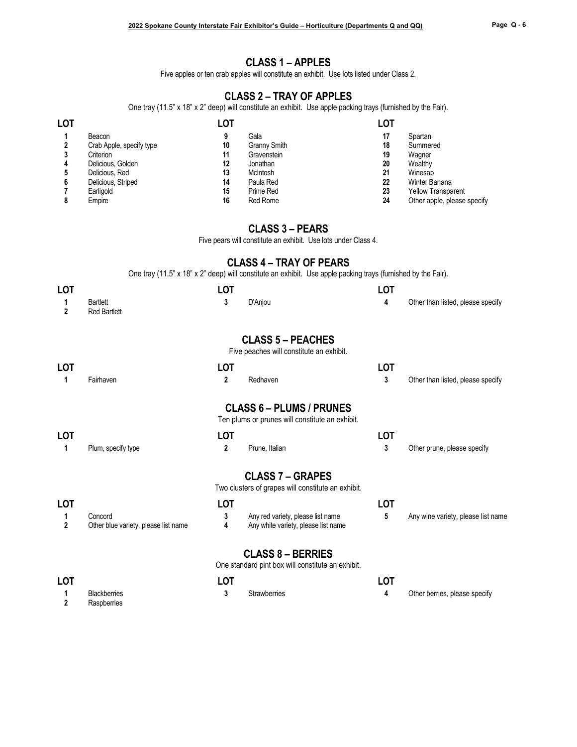## CLASS 1 – APPLES

Five apples or ten crab apples will constitute an exhibit. Use lots listed under Class 2.

## CLASS 2 – TRAY OF APPLES

One tray (11.5" x 18" x 2" deep) will constitute an exhibit. Use apple packing trays (furnished by the Fair).

| LOT | | LOT | | LOT | |
|---|---|---|---|---|---|
| 1 | Beacon | 9 | Gala | 17 | Spartan |
| 2 | Crab Apple, specify type | 10 | Granny Smith | 18 | Summered |
| 3 | Criterion | 11 | Gravenstein | 19 | Wagner |
| 4 | Delicious, Golden | 12 | Jonathan | 20 | Wealthy |
| 5 | Delicious, Red | 13 | McIntosh | 21 | Winesap |
| 6 | Delicious, Striped | 14 | Paula Red | 22 | Winter Banana |
| 7 | Earligold | 15 | Prime Red | 23 | Yellow Transparent |
| 8 | Empire | 16 | Red Rome | 24 | Other apple, please specify |

## CLASS 3 – PEARS

Five pears will constitute an exhibit. Use lots under Class 4.

## CLASS 4 – TRAY OF PEARS

One tray (11.5" x 18" x 2" deep) will constitute an exhibit. Use apple packing trays (furnished by the Fair).

| LOT | | LOT | | LOT | |
|---|---|---|---|---|---|
| 1 | Bartlett | 3 | D'Anjou | 4 | Other than listed, please specify |
| 2 | Red Bartlett | | | | |

## CLASS 5 – PEACHES

Five peaches will constitute an exhibit.

| LOT | | LOT | | LOT | |
|---|---|---|---|---|---|
| 1 | Fairhaven | 2 | Redhaven | 3 | Other than listed, please specify |

## CLASS 6 – PLUMS / PRUNES

Ten plums or prunes will constitute an exhibit.

| LOT | | LOT | | LOT | |
|---|---|---|---|---|---|
| 1 | Plum, specify type | 2 | Prune, Italian | 3 | Other prune, please specify |

## CLASS 7 – GRAPES

Two clusters of grapes will constitute an exhibit.

| LOT | | LOT | | LOT | |
|---|---|---|---|---|---|
| 1 | Concord | 3 | Any red variety, please list name | 5 | Any wine variety, please list name |
| 2 | Other blue variety, please list name | 4 | Any white variety, please list name | | |

## CLASS 8 – BERRIES

One standard pint box will constitute an exhibit.

| LOT | | LOT | | LOT | |
|---|---|---|---|---|---|
| 1 | Blackberries | 3 | Strawberries | 4 | Other berries, please specify |
| 2 | Raspberries | | | | |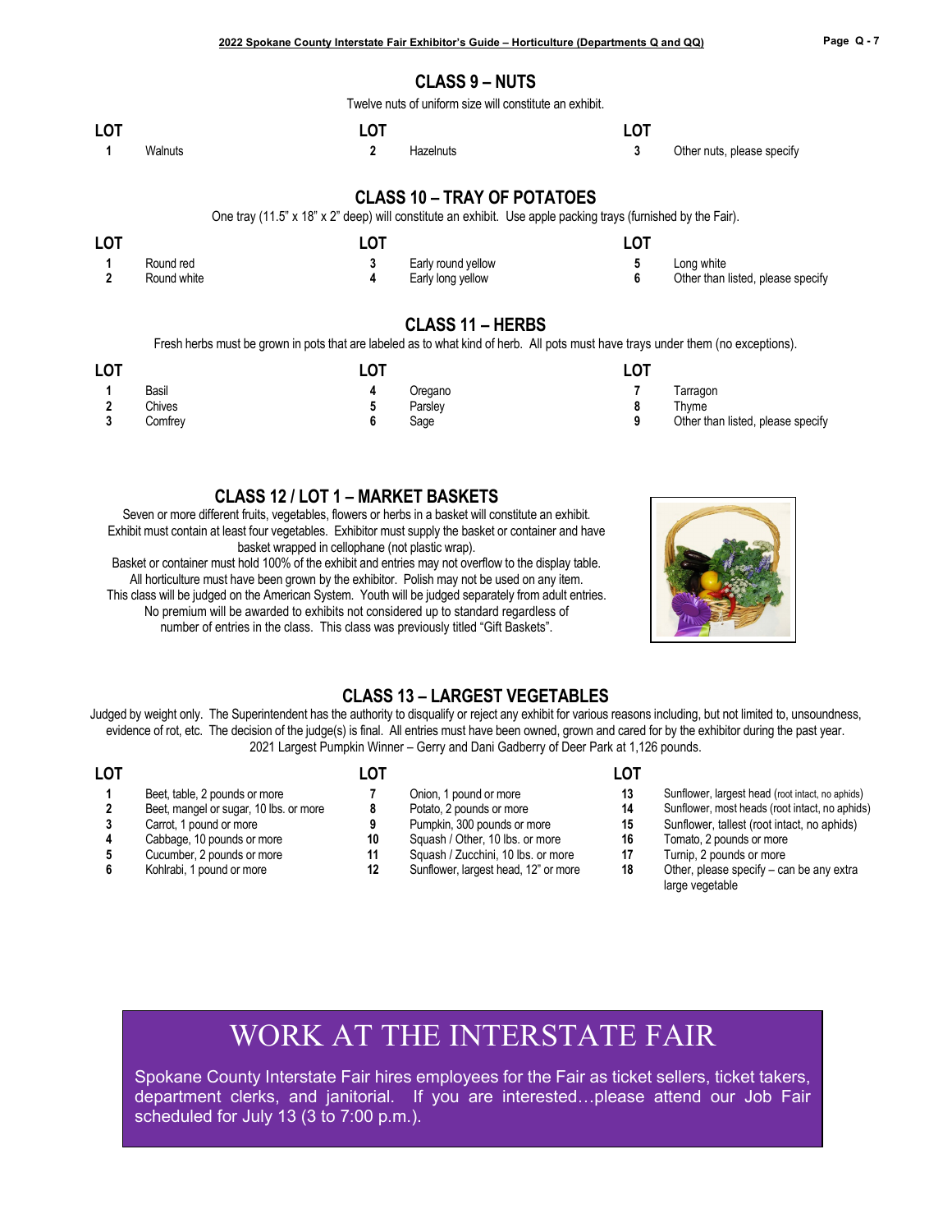## CLASS 9 – NUTS

Twelve nuts of uniform size will constitute an exhibit.

| LOT | | LOT | | LOT | |
|---|---|---|---|---|---|
| 1 | Walnuts | 2 | Hazelnuts | 3 | Other nuts, please specify |

## CLASS 10 – TRAY OF POTATOES

One tray (11.5" x 18" x 2" deep) will constitute an exhibit. Use apple packing trays (furnished by the Fair).

| LOT | | LOT | | LOT | |
|---|---|---|---|---|---|
| 1 | Round red | 3 | Early round yellow | 5 | Long white |
| 2 | Round white | 4 | Early long yellow | 6 | Other than listed, please specify |

## CLASS 11 – HERBS

Fresh herbs must be grown in pots that are labeled as to what kind of herb. All pots must have trays under them (no exceptions).

| LOT | | LOT | | LOT | |
|---|---|---|---|---|---|
| 1 | Basil | 4 | Oregano | 7 | Tarragon |
| 2 | Chives | 5 | Parsley | 8 | Thyme |
| 3 | Comfrey | 6 | Sage | 9 | Other than listed, please specify |

## CLASS 12 / LOT 1 – MARKET BASKETS

Seven or more different fruits, vegetables, flowers or herbs in a basket will constitute an exhibit. Exhibit must contain at least four vegetables. Exhibitor must supply the basket or container and have basket wrapped in cellophane (not plastic wrap).
Basket or container must hold 100% of the exhibit and entries may not overflow to the display table.
All horticulture must have been grown by the exhibitor. Polish may not be used on any item.
This class will be judged on the American System. Youth will be judged separately from adult entries.
No premium will be awarded to exhibits not considered up to standard regardless of number of entries in the class. This class was previously titled "Gift Baskets".

## CLASS 13 – LARGEST VEGETABLES

Judged by weight only. The Superintendent has the authority to disqualify or reject any exhibit for various reasons including, but not limited to, unsoundness, evidence of rot, etc. The decision of the judge(s) is final. All entries must have been owned, grown and cared for by the exhibitor during the past year.
2021 Largest Pumpkin Winner – Gerry and Dani Gadberry of Deer Park at 1,126 pounds.

| LOT | | LOT | | LOT | |
|---|---|---|---|---|---|
| 1 | Beet, table, 2 pounds or more | 7 | Onion, 1 pound or more | 13 | Sunflower, largest head (root intact, no aphids) |
| 2 | Beet, mangel or sugar, 10 lbs. or more | 8 | Potato, 2 pounds or more | 14 | Sunflower, most heads (root intact, no aphids) |
| 3 | Carrot, 1 pound or more | 9 | Pumpkin, 300 pounds or more | 15 | Sunflower, tallest (root intact, no aphids) |
| 4 | Cabbage, 10 pounds or more | 10 | Squash / Other, 10 lbs. or more | 16 | Tomato, 2 pounds or more |
| 5 | Cucumber, 2 pounds or more | 11 | Squash / Zucchini, 10 lbs. or more | 17 | Turnip, 2 pounds or more |
| 6 | Kohlrabi, 1 pound or more | 12 | Sunflower, largest head, 12" or more | 18 | Other, please specify – can be any extra large vegetable |

## WORK AT THE INTERSTATE FAIR

Spokane County Interstate Fair hires employees for the Fair as ticket sellers, ticket takers, department clerks, and janitorial. If you are interested…please attend our Job Fair scheduled for July 13 (3 to 7:00 p.m.).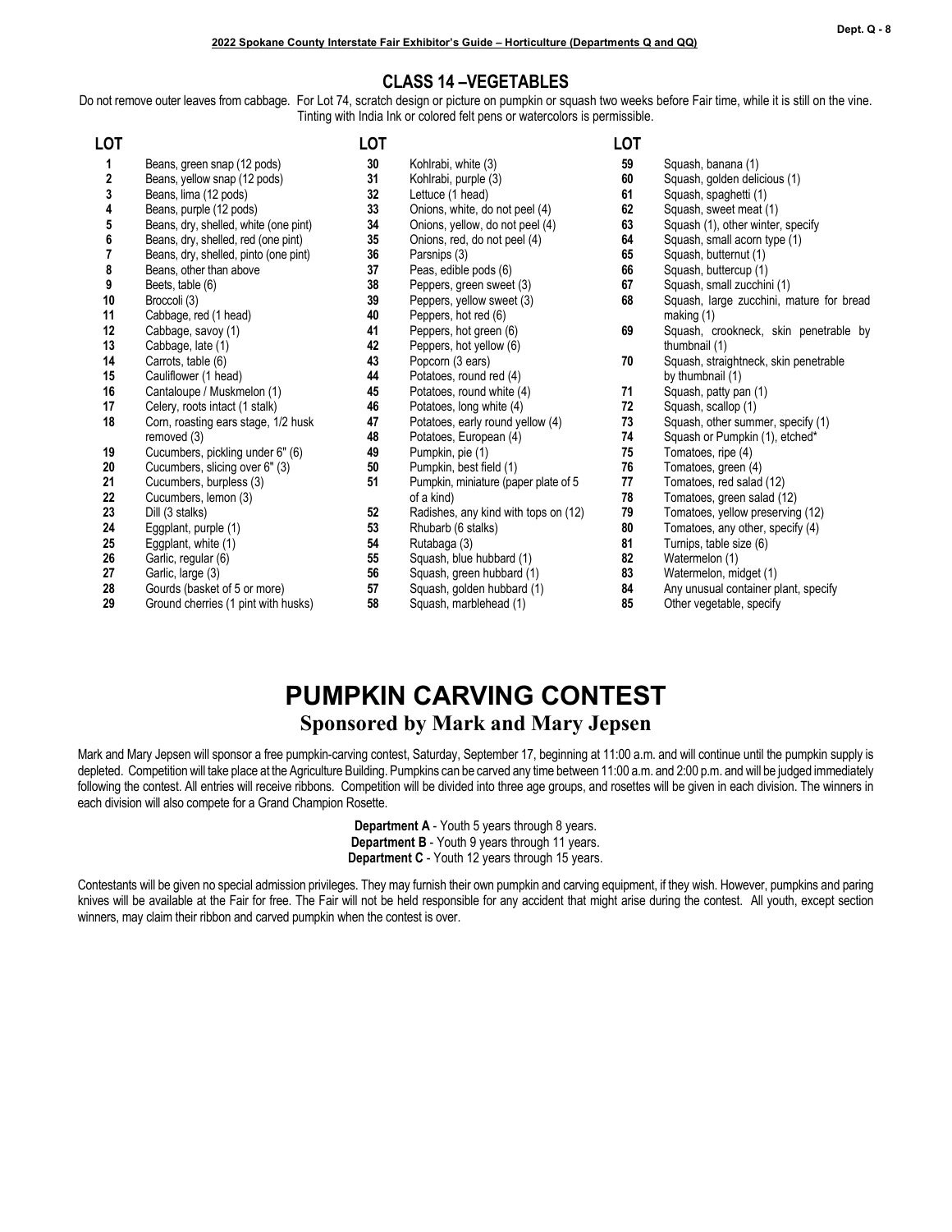## CLASS 14 –VEGETABLES

Do not remove outer leaves from cabbage. For Lot 74, scratch design or picture on pumpkin or squash two weeks before Fair time, while it is still on the vine. Tinting with India Ink or colored felt pens or watercolors is permissible.

| LOT | |
|---|---|
| 1 | Beans, green snap (12 pods) |
| 2 | Beans, yellow snap (12 pods) |
| 3 | Beans, lima (12 pods) |
| 4 | Beans, purple (12 pods) |
| 5 | Beans, dry, shelled, white (one pint) |
| 6 | Beans, dry, shelled, red (one pint) |
| 7 | Beans, dry, shelled, pinto (one pint) |
| 8 | Beans, other than above |
| 9 | Beets, table (6) |
| 10 | Broccoli (3) |
| 11 | Cabbage, red (1 head) |
| 12 | Cabbage, savoy (1) |
| 13 | Cabbage, late (1) |
| 14 | Carrots, table (6) |
| 15 | Cauliflower (1 head) |
| 16 | Cantaloupe / Muskmelon (1) |
| 17 | Celery, roots intact (1 stalk) |
| 18 | Corn, roasting ears stage, 1/2 husk removed (3) |
| 19 | Cucumbers, pickling under 6" (6) |
| 20 | Cucumbers, slicing over 6" (3) |
| 21 | Cucumbers, burpless (3) |
| 22 | Cucumbers, lemon (3) |
| 23 | Dill (3 stalks) |
| 24 | Eggplant, purple (1) |
| 25 | Eggplant, white (1) |
| 26 | Garlic, regular (6) |
| 27 | Garlic, large (3) |
| 28 | Gourds (basket of 5 or more) |
| 29 | Ground cherries (1 pint with husks) |
| 30 | Kohlrabi, white (3) |
| 31 | Kohlrabi, purple (3) |
| 32 | Lettuce (1 head) |
| 33 | Onions, white, do not peel (4) |
| 34 | Onions, yellow, do not peel (4) |
| 35 | Onions, red, do not peel (4) |
| 36 | Parsnips (3) |
| 37 | Peas, edible pods (6) |
| 38 | Peppers, green sweet (3) |
| 39 | Peppers, yellow sweet (3) |
| 40 | Peppers, hot red (6) |
| 41 | Peppers, hot green (6) |
| 42 | Peppers, hot yellow (6) |
| 43 | Popcorn (3 ears) |
| 44 | Potatoes, round red (4) |
| 45 | Potatoes, round white (4) |
| 46 | Potatoes, long white (4) |
| 47 | Potatoes, early round yellow (4) |
| 48 | Potatoes, European (4) |
| 49 | Pumpkin, pie (1) |
| 50 | Pumpkin, best field (1) |
| 51 | Pumpkin, miniature (paper plate of 5 of a kind) |
| 52 | Radishes, any kind with tops on (12) |
| 53 | Rhubarb (6 stalks) |
| 54 | Rutabaga (3) |
| 55 | Squash, blue hubbard (1) |
| 56 | Squash, green hubbard (1) |
| 57 | Squash, golden hubbard (1) |
| 58 | Squash, marblehead (1) |
| 59 | Squash, banana (1) |
| 60 | Squash, golden delicious (1) |
| 61 | Squash, spaghetti (1) |
| 62 | Squash, sweet meat (1) |
| 63 | Squash (1), other winter, specify |
| 64 | Squash, small acorn type (1) |
| 65 | Squash, butternut (1) |
| 66 | Squash, buttercup (1) |
| 67 | Squash, small zucchini (1) |
| 68 | Squash, large zucchini, mature for bread making (1) |
| 69 | Squash, crookneck, skin penetrable by thumbnail (1) |
| 70 | Squash, straightneck, skin penetrable by thumbnail (1) |
| 71 | Squash, patty pan (1) |
| 72 | Squash, scallop (1) |
| 73 | Squash, other summer, specify (1) |
| 74 | Squash or Pumpkin (1), etched* |
| 75 | Tomatoes, ripe (4) |
| 76 | Tomatoes, green (4) |
| 77 | Tomatoes, red salad (12) |
| 78 | Tomatoes, green salad (12) |
| 79 | Tomatoes, yellow preserving (12) |
| 80 | Tomatoes, any other, specify (4) |
| 81 | Turnips, table size (6) |
| 82 | Watermelon (1) |
| 83 | Watermelon, midget (1) |
| 84 | Any unusual container plant, specify |
| 85 | Other vegetable, specify |

# PUMPKIN CARVING CONTEST

## Sponsored by Mark and Mary Jepsen

Mark and Mary Jepsen will sponsor a free pumpkin-carving contest, Saturday, September 17, beginning at 11:00 a.m. and will continue until the pumpkin supply is depleted. Competition will take place at the Agriculture Building. Pumpkins can be carved any time between 11:00 a.m. and 2:00 p.m. and will be judged immediately following the contest. All entries will receive ribbons. Competition will be divided into three age groups, and rosettes will be given in each division. The winners in each division will also compete for a Grand Champion Rosette.

**Department A** - Youth 5 years through 8 years.
**Department B** - Youth 9 years through 11 years.
**Department C** - Youth 12 years through 15 years.

Contestants will be given no special admission privileges. They may furnish their own pumpkin and carving equipment, if they wish. However, pumpkins and paring knives will be available at the Fair for free. The Fair will not be held responsible for any accident that might arise during the contest. All youth, except section winners, may claim their ribbon and carved pumpkin when the contest is over.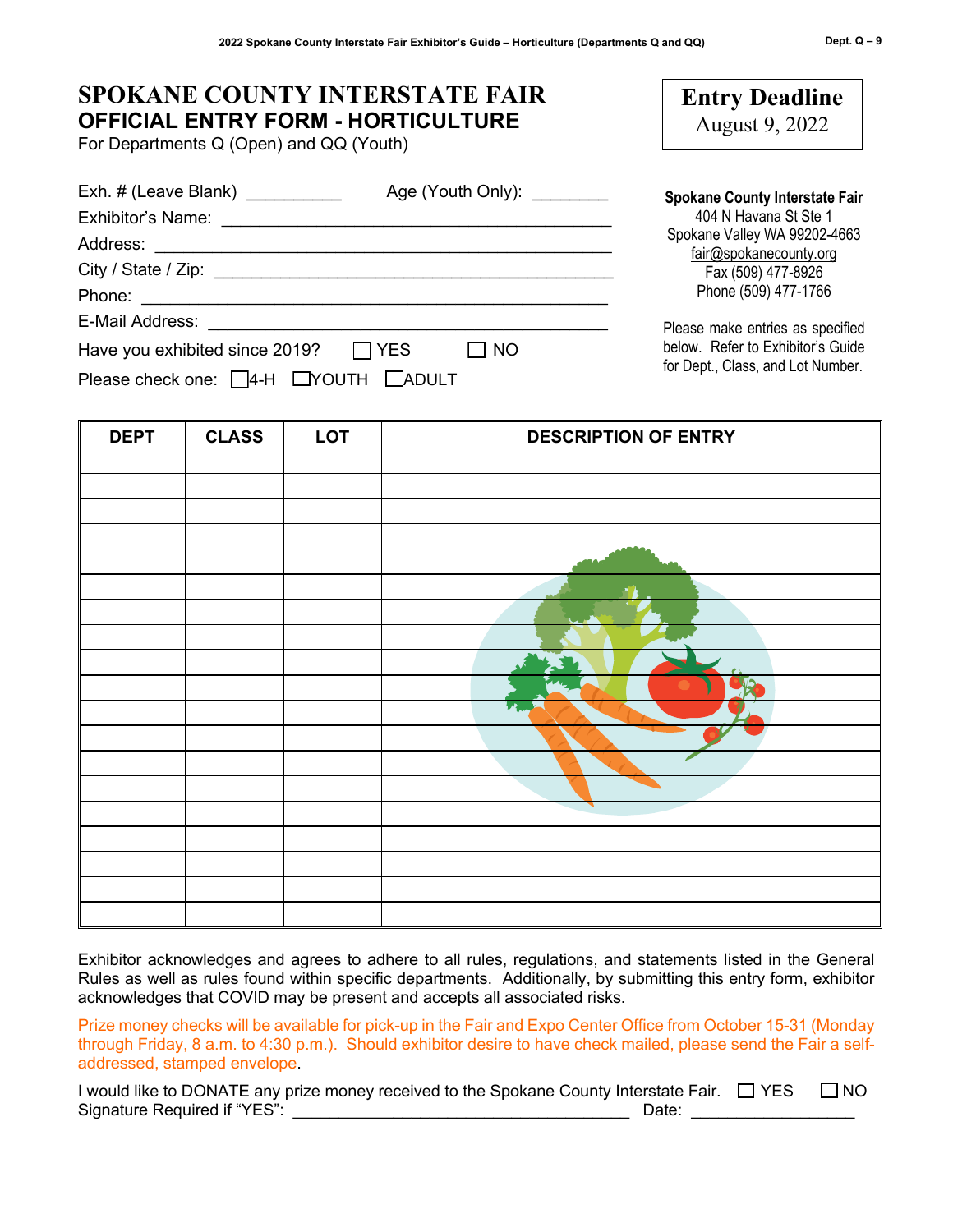# SPOKANE COUNTY INTERSTATE FAIR
## OFFICIAL ENTRY FORM - HORTICULTURE

For Departments Q (Open) and QQ (Youth)

**Entry Deadline**
August 9, 2022

Exh. # (Leave Blank) __________ Age (Youth Only): ________

Exhibitor's Name: ________________________________________

Address: ____________________________________________

City / State / Zip: _______________________________________

Phone: _____________________________________________

E-Mail Address: _________________________________________

Have you exhibited since 2019? ☐ YES ☐ NO

Please check one: ☐ 4-H ☐ YOUTH ☐ ADULT

**Spokane County Interstate Fair**
404 N Havana St Ste 1
Spokane Valley WA 99202-4663
fair@spokanecounty.org
Fax (509) 477-8926
Phone (509) 477-1766

Please make entries as specified below. Refer to Exhibitor's Guide for Dept., Class, and Lot Number.

| DEPT | CLASS | LOT | DESCRIPTION OF ENTRY |
|---|---|---|---|
| | | | |
| | | | |
| | | | |
| | | | |
| | | | |
| | | | |
| | | | |
| | | | |
| | | | |
| | | | |
| | | | |
| | | | |
| | | | |
| | | | |
| | | | |
| | | | |
| | | | |
| | | | |
| | | | |

Exhibitor acknowledges and agrees to adhere to all rules, regulations, and statements listed in the General Rules as well as rules found within specific departments. Additionally, by submitting this entry form, exhibitor acknowledges that COVID may be present and accepts all associated risks.

Prize money checks will be available for pick-up in the Fair and Expo Center Office from October 15-31 (Monday through Friday, 8 a.m. to 4:30 p.m.). Should exhibitor desire to have check mailed, please send the Fair a self-addressed, stamped envelope.

I would like to DONATE any prize money received to the Spokane County Interstate Fair. ☐ YES ☐ NO

Signature Required if "YES": ____________________________________ Date: __________________